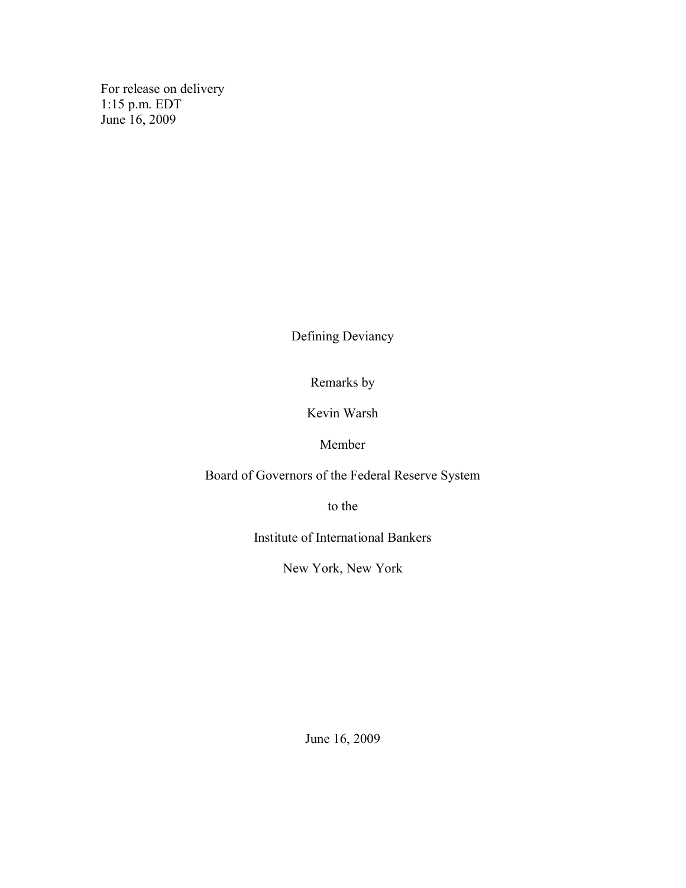For release on delivery
1:15 p.m. EDT
June 16, 2009

# Defining Deviancy

Remarks by

Kevin Warsh

Member

Board of Governors of the Federal Reserve System

to the

Institute of International Bankers

New York, New York

June 16, 2009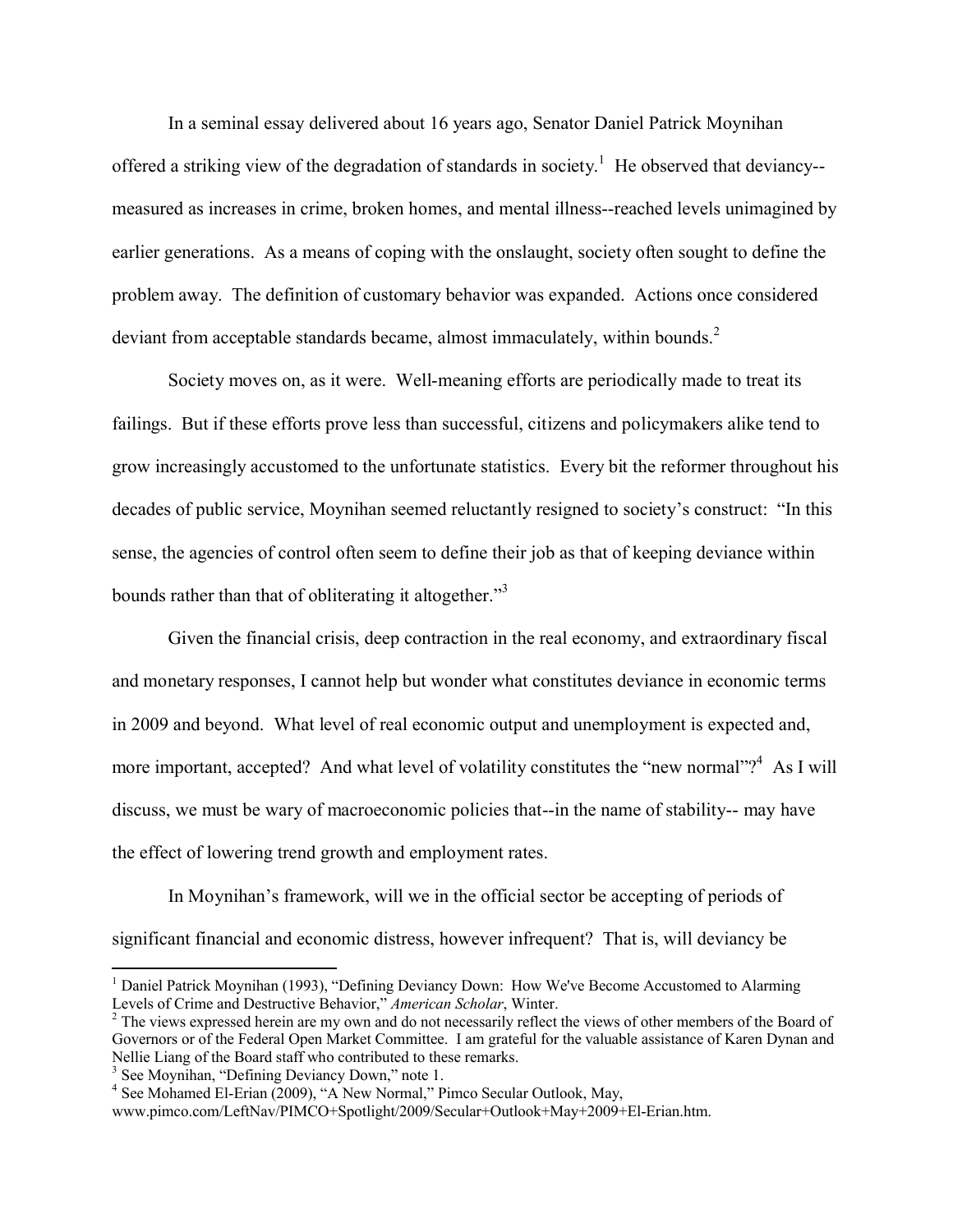In a seminal essay delivered about 16 years ago, Senator Daniel Patrick Moynihan offered a striking view of the degradation of standards in society.[1] He observed that deviancy--measured as increases in crime, broken homes, and mental illness--reached levels unimagined by earlier generations. As a means of coping with the onslaught, society often sought to define the problem away. The definition of customary behavior was expanded. Actions once considered deviant from acceptable standards became, almost immaculately, within bounds.[2]

Society moves on, as it were. Well-meaning efforts are periodically made to treat its failings. But if these efforts prove less than successful, citizens and policymakers alike tend to grow increasingly accustomed to the unfortunate statistics. Every bit the reformer throughout his decades of public service, Moynihan seemed reluctantly resigned to society's construct: "In this sense, the agencies of control often seem to define their job as that of keeping deviance within bounds rather than that of obliterating it altogether."[3]

Given the financial crisis, deep contraction in the real economy, and extraordinary fiscal and monetary responses, I cannot help but wonder what constitutes deviance in economic terms in 2009 and beyond. What level of real economic output and unemployment is expected and, more important, accepted? And what level of volatility constitutes the "new normal"?[4] As I will discuss, we must be wary of macroeconomic policies that--in the name of stability-- may have the effect of lowering trend growth and employment rates.

In Moynihan's framework, will we in the official sector be accepting of periods of significant financial and economic distress, however infrequent? That is, will deviancy be

---

[1] Daniel Patrick Moynihan (1993), "Defining Deviancy Down: How We've Become Accustomed to Alarming Levels of Crime and Destructive Behavior," *American Scholar*, Winter.

[2] The views expressed herein are my own and do not necessarily reflect the views of other members of the Board of Governors or of the Federal Open Market Committee. I am grateful for the valuable assistance of Karen Dynan and Nellie Liang of the Board staff who contributed to these remarks.

[3] See Moynihan, "Defining Deviancy Down," note 1.

[4] See Mohamed El-Erian (2009), "A New Normal," Pimco Secular Outlook, May, www.pimco.com/LeftNav/PIMCO+Spotlight/2009/Secular+Outlook+May+2009+El-Erian.htm.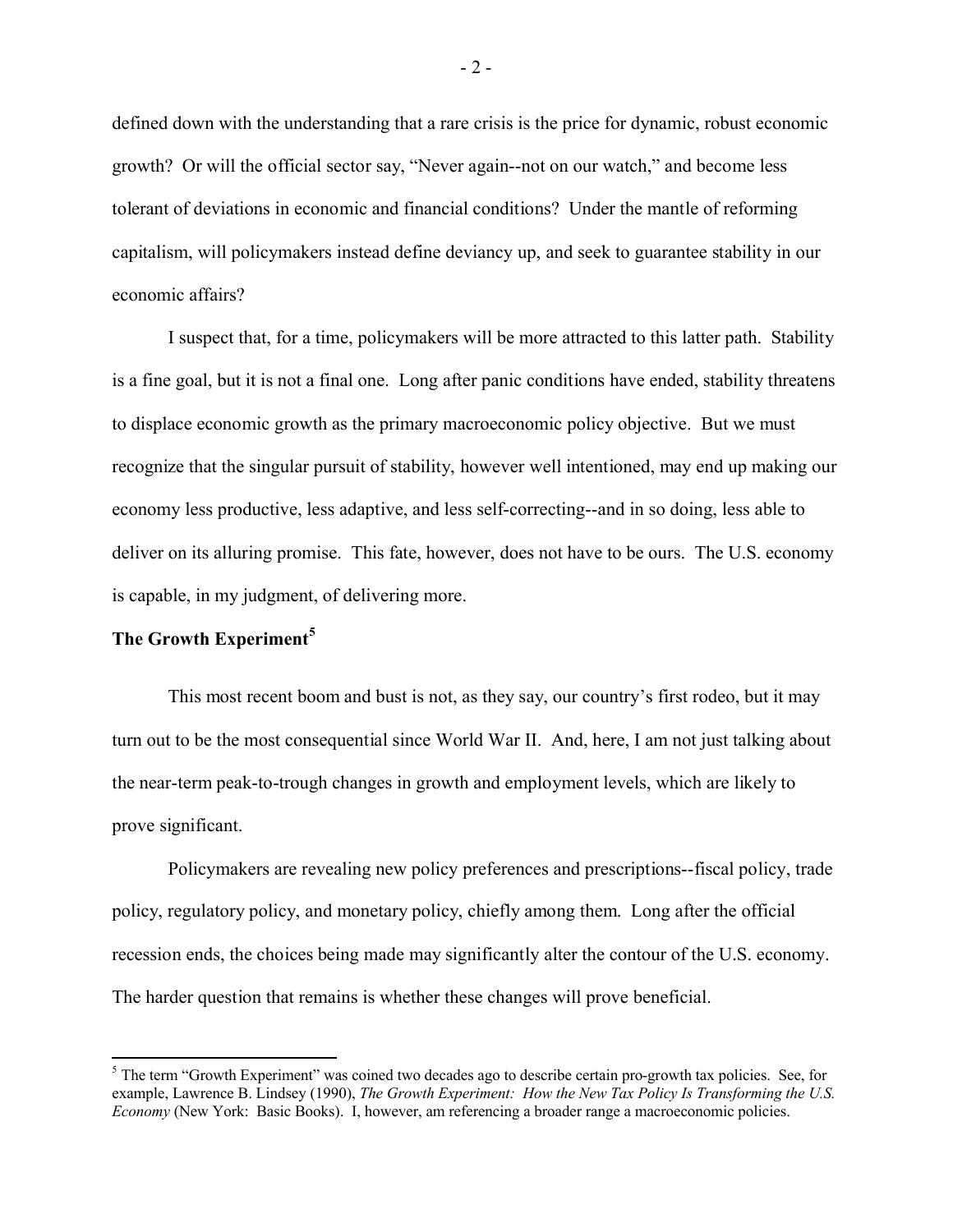defined down with the understanding that a rare crisis is the price for dynamic, robust economic growth? Or will the official sector say, "Never again--not on our watch," and become less tolerant of deviations in economic and financial conditions? Under the mantle of reforming capitalism, will policymakers instead define deviancy up, and seek to guarantee stability in our economic affairs?

I suspect that, for a time, policymakers will be more attracted to this latter path. Stability is a fine goal, but it is not a final one. Long after panic conditions have ended, stability threatens to displace economic growth as the primary macroeconomic policy objective. But we must recognize that the singular pursuit of stability, however well intentioned, may end up making our economy less productive, less adaptive, and less self-correcting--and in so doing, less able to deliver on its alluring promise. This fate, however, does not have to be ours. The U.S. economy is capable, in my judgment, of delivering more.

## The Growth Experiment[5]

This most recent boom and bust is not, as they say, our country's first rodeo, but it may turn out to be the most consequential since World War II. And, here, I am not just talking about the near-term peak-to-trough changes in growth and employment levels, which are likely to prove significant.

Policymakers are revealing new policy preferences and prescriptions--fiscal policy, trade policy, regulatory policy, and monetary policy, chiefly among them. Long after the official recession ends, the choices being made may significantly alter the contour of the U.S. economy. The harder question that remains is whether these changes will prove beneficial.

---

[5] The term "Growth Experiment" was coined two decades ago to describe certain pro-growth tax policies. See, for example, Lawrence B. Lindsey (1990), *The Growth Experiment: How the New Tax Policy Is Transforming the U.S. Economy* (New York: Basic Books). I, however, am referencing a broader range a macroeconomic policies.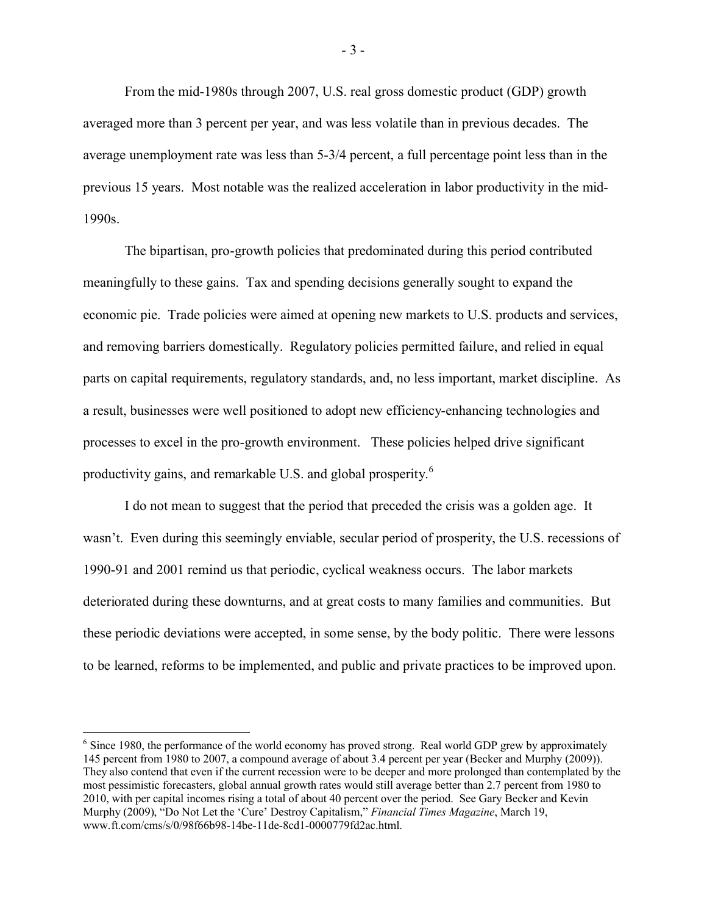From the mid-1980s through 2007, U.S. real gross domestic product (GDP) growth averaged more than 3 percent per year, and was less volatile than in previous decades. The average unemployment rate was less than 5-3/4 percent, a full percentage point less than in the previous 15 years. Most notable was the realized acceleration in labor productivity in the mid-1990s.

The bipartisan, pro-growth policies that predominated during this period contributed meaningfully to these gains. Tax and spending decisions generally sought to expand the economic pie. Trade policies were aimed at opening new markets to U.S. products and services, and removing barriers domestically. Regulatory policies permitted failure, and relied in equal parts on capital requirements, regulatory standards, and, no less important, market discipline. As a result, businesses were well positioned to adopt new efficiency-enhancing technologies and processes to excel in the pro-growth environment. These policies helped drive significant productivity gains, and remarkable U.S. and global prosperity.[6]

I do not mean to suggest that the period that preceded the crisis was a golden age. It wasn't. Even during this seemingly enviable, secular period of prosperity, the U.S. recessions of 1990-91 and 2001 remind us that periodic, cyclical weakness occurs. The labor markets deteriorated during these downturns, and at great costs to many families and communities. But these periodic deviations were accepted, in some sense, by the body politic. There were lessons to be learned, reforms to be implemented, and public and private practices to be improved upon.

---

[6] Since 1980, the performance of the world economy has proved strong. Real world GDP grew by approximately 145 percent from 1980 to 2007, a compound average of about 3.4 percent per year (Becker and Murphy (2009)). They also contend that even if the current recession were to be deeper and more prolonged than contemplated by the most pessimistic forecasters, global annual growth rates would still average better than 2.7 percent from 1980 to 2010, with per capital incomes rising a total of about 40 percent over the period. See Gary Becker and Kevin Murphy (2009), "Do Not Let the 'Cure' Destroy Capitalism," *Financial Times Magazine*, March 19, www.ft.com/cms/s/0/98f66b98-14be-11de-8cd1-0000779fd2ac.html.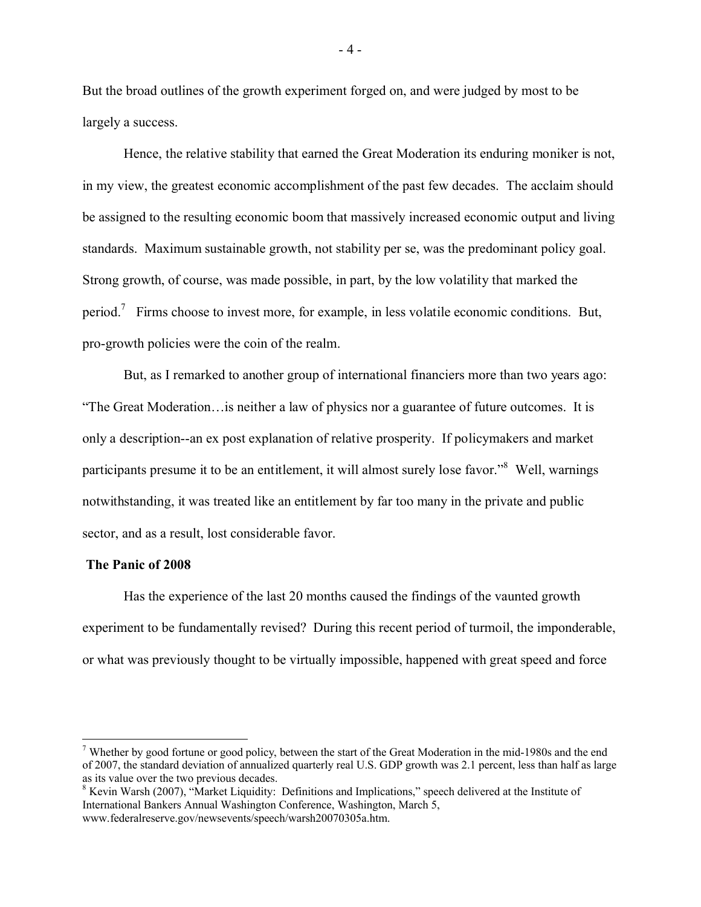But the broad outlines of the growth experiment forged on, and were judged by most to be largely a success.

Hence, the relative stability that earned the Great Moderation its enduring moniker is not, in my view, the greatest economic accomplishment of the past few decades. The acclaim should be assigned to the resulting economic boom that massively increased economic output and living standards. Maximum sustainable growth, not stability per se, was the predominant policy goal. Strong growth, of course, was made possible, in part, by the low volatility that marked the period.[7] Firms choose to invest more, for example, in less volatile economic conditions. But, pro-growth policies were the coin of the realm.

But, as I remarked to another group of international financiers more than two years ago: "The Great Moderation…is neither a law of physics nor a guarantee of future outcomes. It is only a description--an ex post explanation of relative prosperity. If policymakers and market participants presume it to be an entitlement, it will almost surely lose favor."[8] Well, warnings notwithstanding, it was treated like an entitlement by far too many in the private and public sector, and as a result, lost considerable favor.

**The Panic of 2008**

Has the experience of the last 20 months caused the findings of the vaunted growth experiment to be fundamentally revised? During this recent period of turmoil, the imponderable, or what was previously thought to be virtually impossible, happened with great speed and force

---

[7] Whether by good fortune or good policy, between the start of the Great Moderation in the mid-1980s and the end of 2007, the standard deviation of annualized quarterly real U.S. GDP growth was 2.1 percent, less than half as large as its value over the two previous decades.

[8] Kevin Warsh (2007), "Market Liquidity: Definitions and Implications," speech delivered at the Institute of International Bankers Annual Washington Conference, Washington, March 5, www.federalreserve.gov/newsevents/speech/warsh20070305a.htm.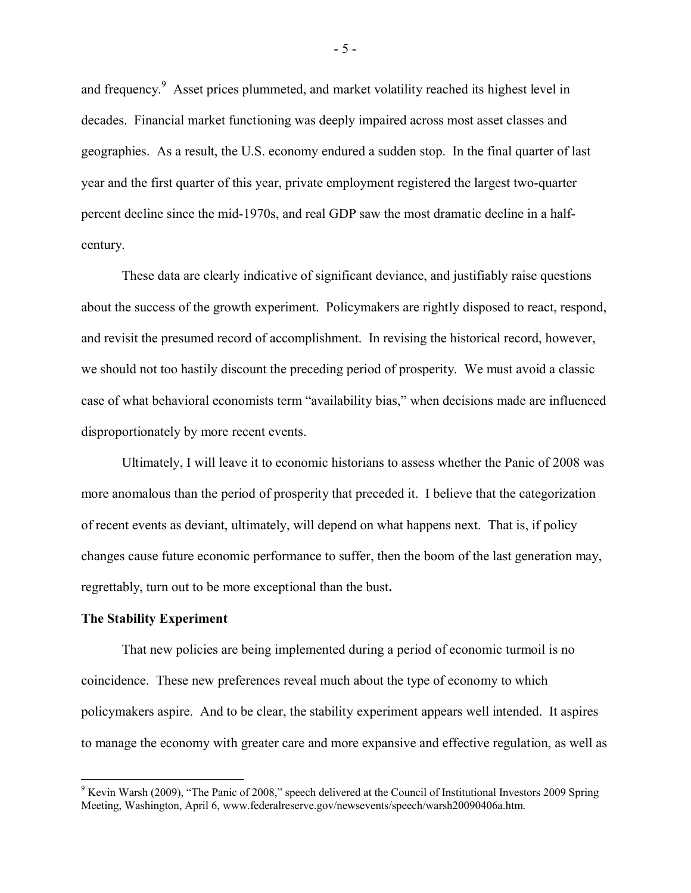and frequency.[9] Asset prices plummeted, and market volatility reached its highest level in decades. Financial market functioning was deeply impaired across most asset classes and geographies. As a result, the U.S. economy endured a sudden stop. In the final quarter of last year and the first quarter of this year, private employment registered the largest two-quarter percent decline since the mid-1970s, and real GDP saw the most dramatic decline in a half-century.

These data are clearly indicative of significant deviance, and justifiably raise questions about the success of the growth experiment. Policymakers are rightly disposed to react, respond, and revisit the presumed record of accomplishment. In revising the historical record, however, we should not too hastily discount the preceding period of prosperity. We must avoid a classic case of what behavioral economists term "availability bias," when decisions made are influenced disproportionately by more recent events.

Ultimately, I will leave it to economic historians to assess whether the Panic of 2008 was more anomalous than the period of prosperity that preceded it. I believe that the categorization of recent events as deviant, ultimately, will depend on what happens next. That is, if policy changes cause future economic performance to suffer, then the boom of the last generation may, regrettably, turn out to be more exceptional than the bust.

**The Stability Experiment**

That new policies are being implemented during a period of economic turmoil is no coincidence. These new preferences reveal much about the type of economy to which policymakers aspire. And to be clear, the stability experiment appears well intended. It aspires to manage the economy with greater care and more expansive and effective regulation, as well as

---

[9] Kevin Warsh (2009), "The Panic of 2008," speech delivered at the Council of Institutional Investors 2009 Spring Meeting, Washington, April 6, www.federalreserve.gov/newsevents/speech/warsh20090406a.htm.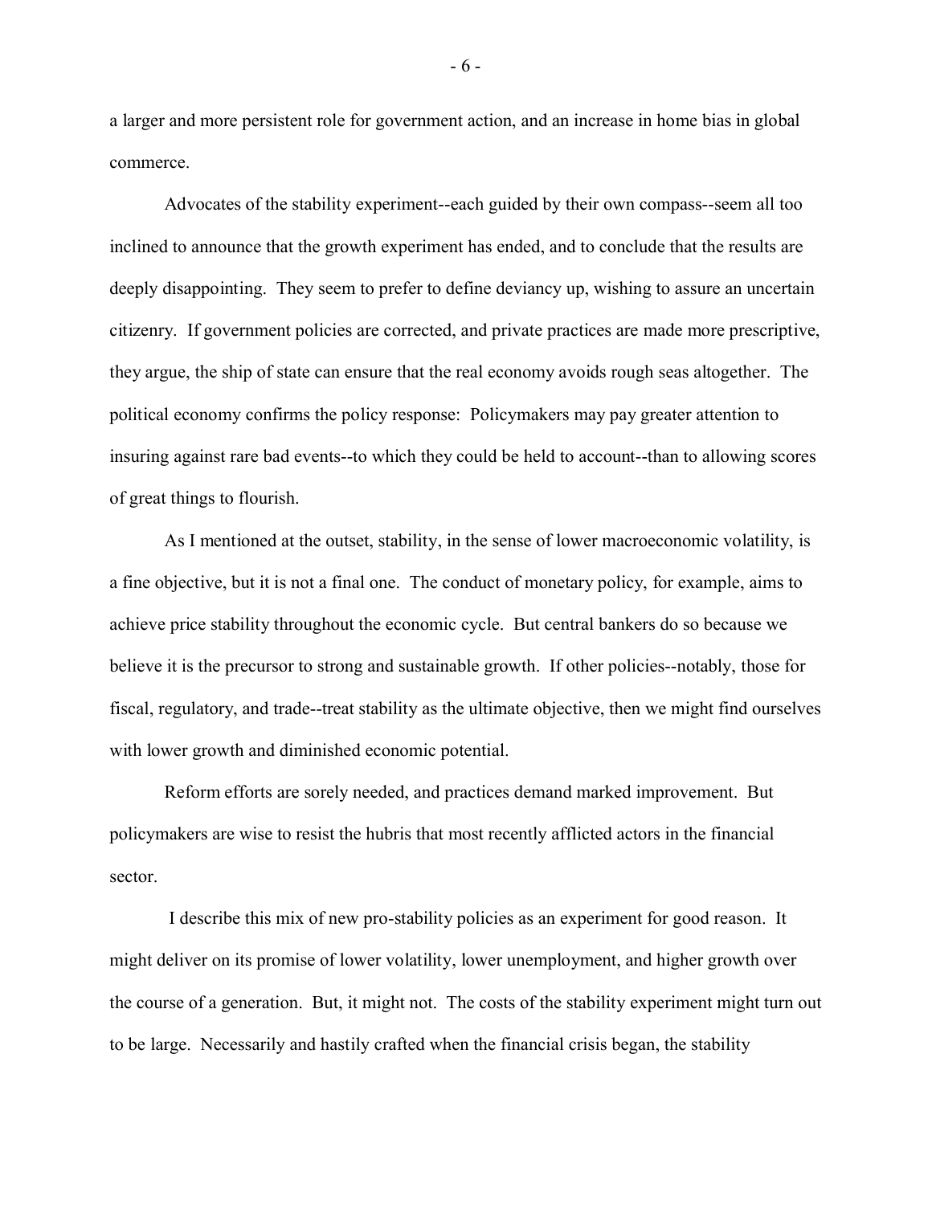a larger and more persistent role for government action, and an increase in home bias in global commerce.

Advocates of the stability experiment--each guided by their own compass--seem all too inclined to announce that the growth experiment has ended, and to conclude that the results are deeply disappointing. They seem to prefer to define deviancy up, wishing to assure an uncertain citizenry. If government policies are corrected, and private practices are made more prescriptive, they argue, the ship of state can ensure that the real economy avoids rough seas altogether. The political economy confirms the policy response: Policymakers may pay greater attention to insuring against rare bad events--to which they could be held to account--than to allowing scores of great things to flourish.

As I mentioned at the outset, stability, in the sense of lower macroeconomic volatility, is a fine objective, but it is not a final one. The conduct of monetary policy, for example, aims to achieve price stability throughout the economic cycle. But central bankers do so because we believe it is the precursor to strong and sustainable growth. If other policies--notably, those for fiscal, regulatory, and trade--treat stability as the ultimate objective, then we might find ourselves with lower growth and diminished economic potential.

Reform efforts are sorely needed, and practices demand marked improvement. But policymakers are wise to resist the hubris that most recently afflicted actors in the financial sector.

I describe this mix of new pro-stability policies as an experiment for good reason. It might deliver on its promise of lower volatility, lower unemployment, and higher growth over the course of a generation. But, it might not. The costs of the stability experiment might turn out to be large. Necessarily and hastily crafted when the financial crisis began, the stability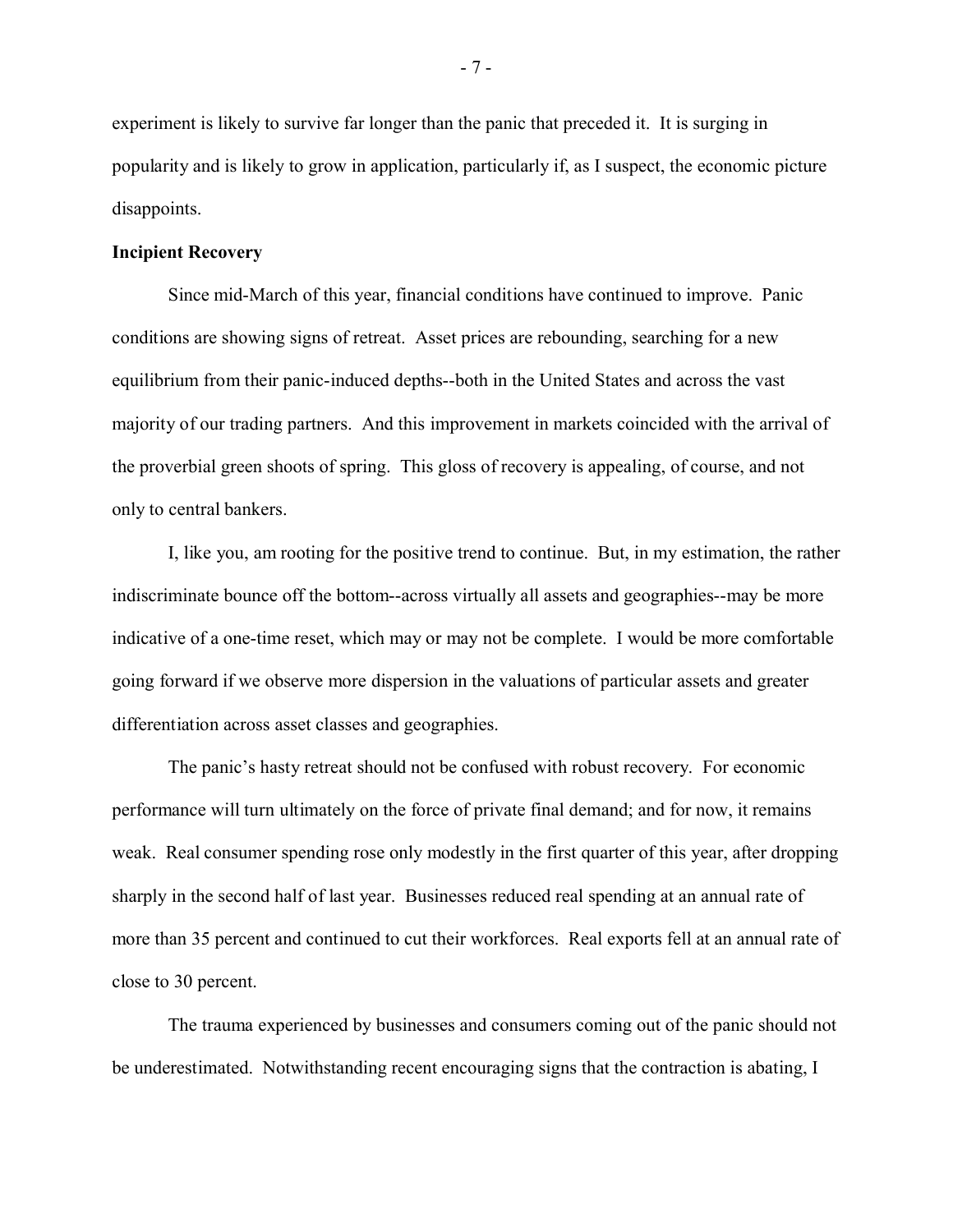experiment is likely to survive far longer than the panic that preceded it. It is surging in popularity and is likely to grow in application, particularly if, as I suspect, the economic picture disappoints.

**Incipient Recovery**

Since mid-March of this year, financial conditions have continued to improve. Panic conditions are showing signs of retreat. Asset prices are rebounding, searching for a new equilibrium from their panic-induced depths--both in the United States and across the vast majority of our trading partners. And this improvement in markets coincided with the arrival of the proverbial green shoots of spring. This gloss of recovery is appealing, of course, and not only to central bankers.

I, like you, am rooting for the positive trend to continue. But, in my estimation, the rather indiscriminate bounce off the bottom--across virtually all assets and geographies--may be more indicative of a one-time reset, which may or may not be complete. I would be more comfortable going forward if we observe more dispersion in the valuations of particular assets and greater differentiation across asset classes and geographies.

The panic's hasty retreat should not be confused with robust recovery. For economic performance will turn ultimately on the force of private final demand; and for now, it remains weak. Real consumer spending rose only modestly in the first quarter of this year, after dropping sharply in the second half of last year. Businesses reduced real spending at an annual rate of more than 35 percent and continued to cut their workforces. Real exports fell at an annual rate of close to 30 percent.

The trauma experienced by businesses and consumers coming out of the panic should not be underestimated. Notwithstanding recent encouraging signs that the contraction is abating, I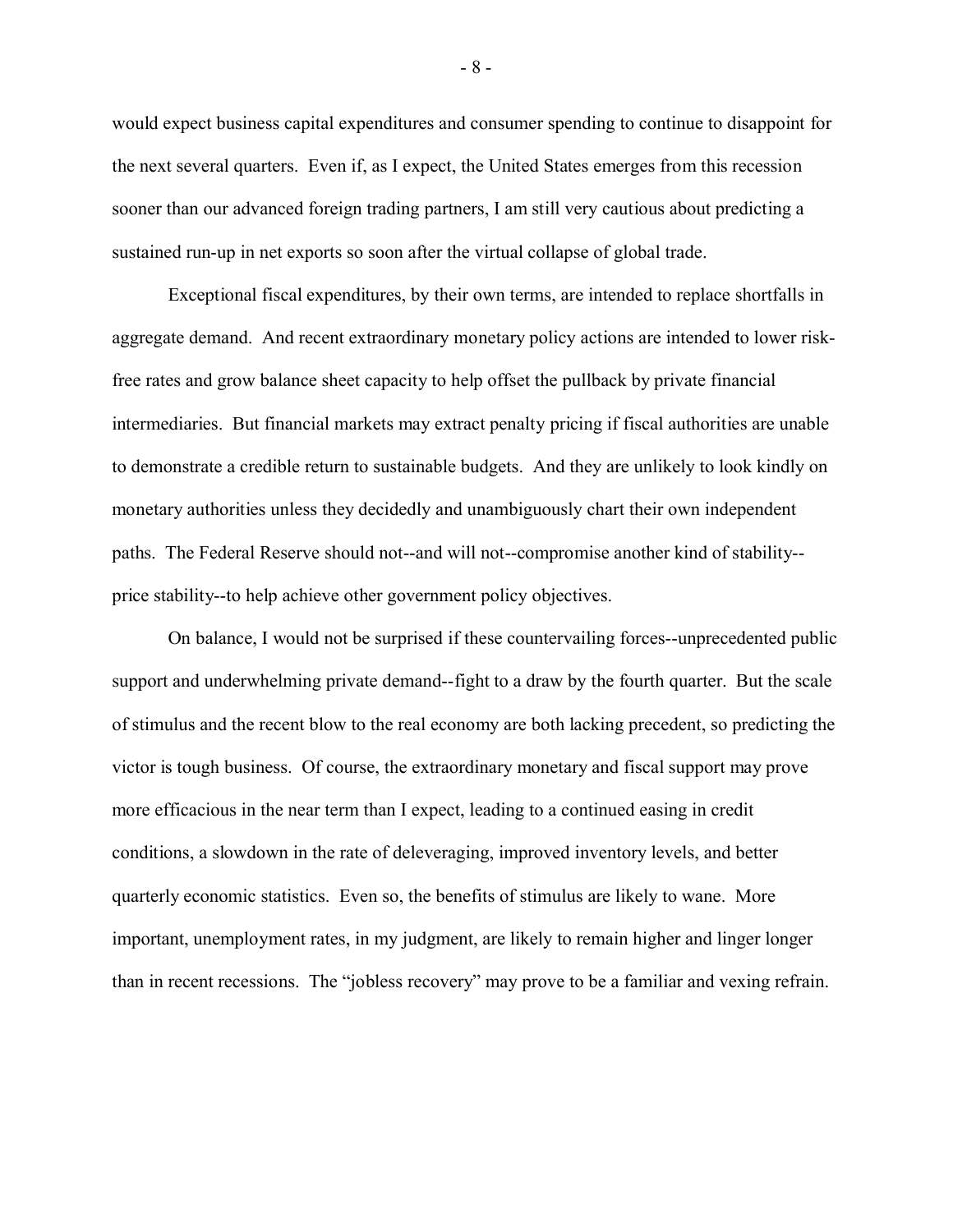would expect business capital expenditures and consumer spending to continue to disappoint for the next several quarters. Even if, as I expect, the United States emerges from this recession sooner than our advanced foreign trading partners, I am still very cautious about predicting a sustained run-up in net exports so soon after the virtual collapse of global trade.

Exceptional fiscal expenditures, by their own terms, are intended to replace shortfalls in aggregate demand. And recent extraordinary monetary policy actions are intended to lower risk-free rates and grow balance sheet capacity to help offset the pullback by private financial intermediaries. But financial markets may extract penalty pricing if fiscal authorities are unable to demonstrate a credible return to sustainable budgets. And they are unlikely to look kindly on monetary authorities unless they decidedly and unambiguously chart their own independent paths. The Federal Reserve should not--and will not--compromise another kind of stability--price stability--to help achieve other government policy objectives.

On balance, I would not be surprised if these countervailing forces--unprecedented public support and underwhelming private demand--fight to a draw by the fourth quarter. But the scale of stimulus and the recent blow to the real economy are both lacking precedent, so predicting the victor is tough business. Of course, the extraordinary monetary and fiscal support may prove more efficacious in the near term than I expect, leading to a continued easing in credit conditions, a slowdown in the rate of deleveraging, improved inventory levels, and better quarterly economic statistics. Even so, the benefits of stimulus are likely to wane. More important, unemployment rates, in my judgment, are likely to remain higher and linger longer than in recent recessions. The "jobless recovery" may prove to be a familiar and vexing refrain.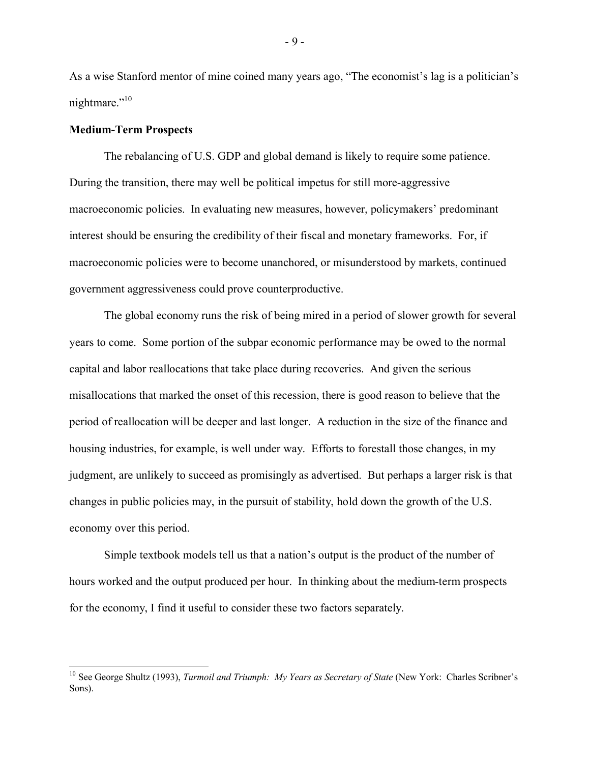As a wise Stanford mentor of mine coined many years ago, "The economist's lag is a politician's nightmare."[10]

**Medium-Term Prospects**

The rebalancing of U.S. GDP and global demand is likely to require some patience. During the transition, there may well be political impetus for still more-aggressive macroeconomic policies. In evaluating new measures, however, policymakers' predominant interest should be ensuring the credibility of their fiscal and monetary frameworks. For, if macroeconomic policies were to become unanchored, or misunderstood by markets, continued government aggressiveness could prove counterproductive.

The global economy runs the risk of being mired in a period of slower growth for several years to come. Some portion of the subpar economic performance may be owed to the normal capital and labor reallocations that take place during recoveries. And given the serious misallocations that marked the onset of this recession, there is good reason to believe that the period of reallocation will be deeper and last longer. A reduction in the size of the finance and housing industries, for example, is well under way. Efforts to forestall those changes, in my judgment, are unlikely to succeed as promisingly as advertised. But perhaps a larger risk is that changes in public policies may, in the pursuit of stability, hold down the growth of the U.S. economy over this period.

Simple textbook models tell us that a nation's output is the product of the number of hours worked and the output produced per hour. In thinking about the medium-term prospects for the economy, I find it useful to consider these two factors separately.

---

[10] See George Shultz (1993), *Turmoil and Triumph: My Years as Secretary of State* (New York: Charles Scribner's Sons).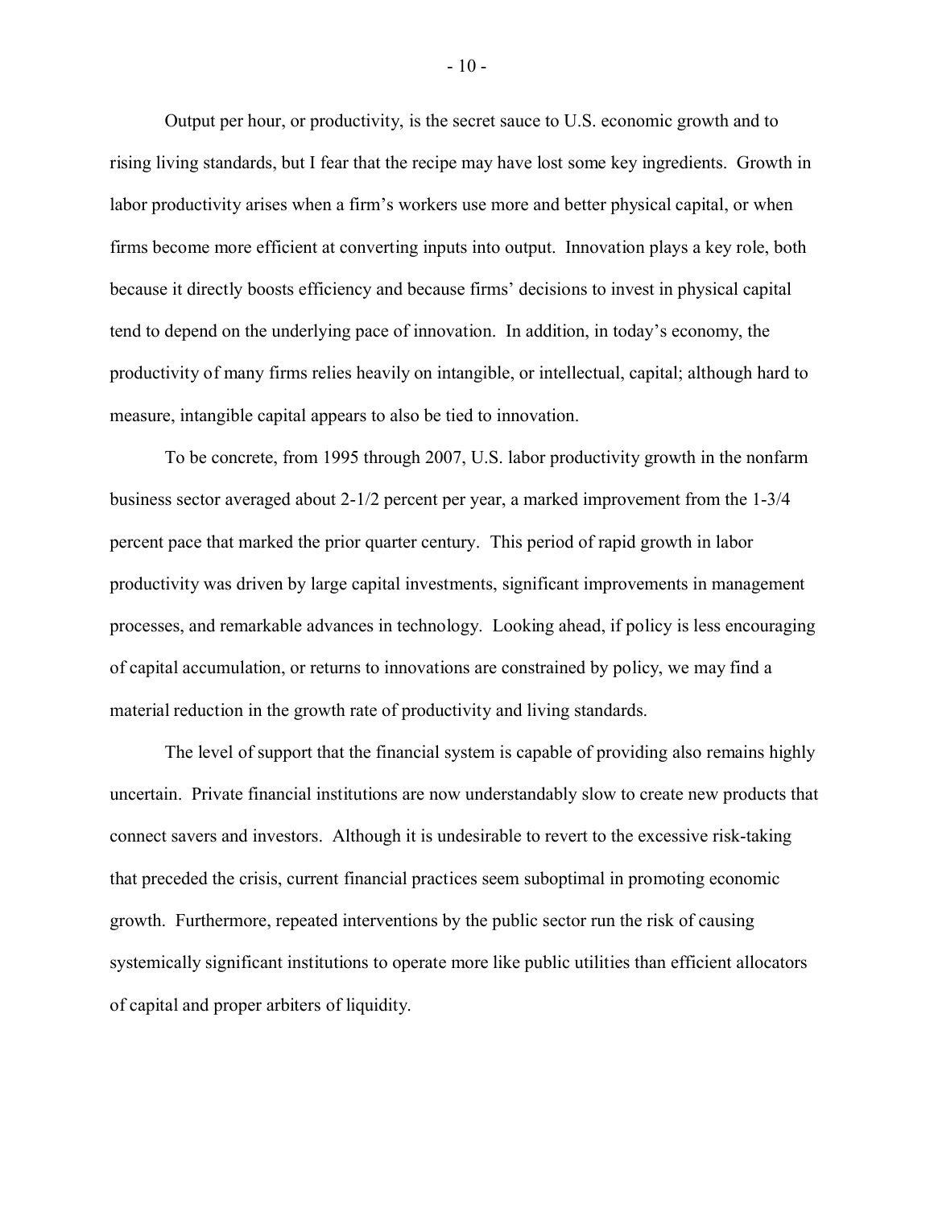Output per hour, or productivity, is the secret sauce to U.S. economic growth and to rising living standards, but I fear that the recipe may have lost some key ingredients. Growth in labor productivity arises when a firm's workers use more and better physical capital, or when firms become more efficient at converting inputs into output. Innovation plays a key role, both because it directly boosts efficiency and because firms' decisions to invest in physical capital tend to depend on the underlying pace of innovation. In addition, in today's economy, the productivity of many firms relies heavily on intangible, or intellectual, capital; although hard to measure, intangible capital appears to also be tied to innovation.

To be concrete, from 1995 through 2007, U.S. labor productivity growth in the nonfarm business sector averaged about 2-1/2 percent per year, a marked improvement from the 1-3/4 percent pace that marked the prior quarter century. This period of rapid growth in labor productivity was driven by large capital investments, significant improvements in management processes, and remarkable advances in technology. Looking ahead, if policy is less encouraging of capital accumulation, or returns to innovations are constrained by policy, we may find a material reduction in the growth rate of productivity and living standards.

The level of support that the financial system is capable of providing also remains highly uncertain. Private financial institutions are now understandably slow to create new products that connect savers and investors. Although it is undesirable to revert to the excessive risk-taking that preceded the crisis, current financial practices seem suboptimal in promoting economic growth. Furthermore, repeated interventions by the public sector run the risk of causing systemically significant institutions to operate more like public utilities than efficient allocators of capital and proper arbiters of liquidity.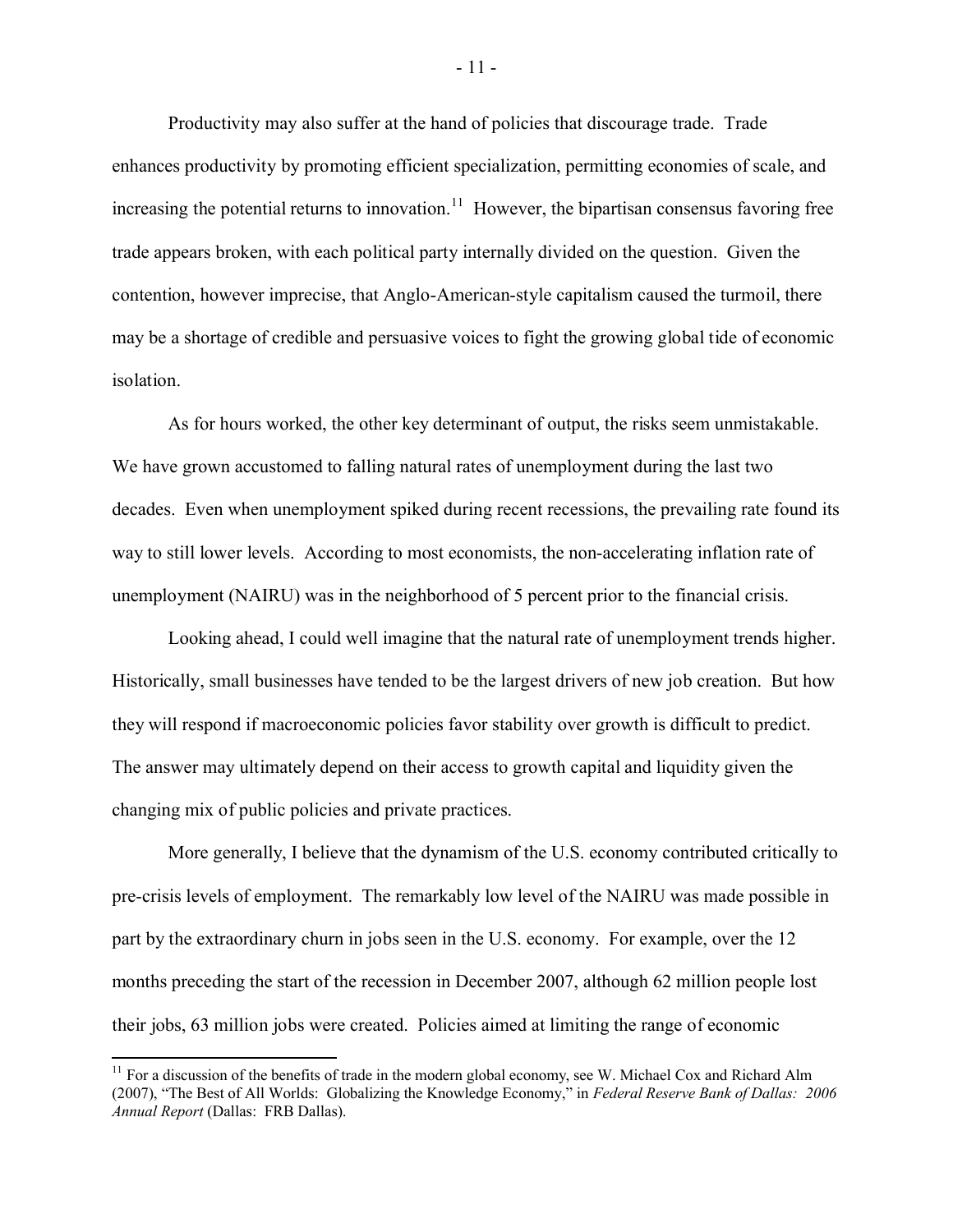Productivity may also suffer at the hand of policies that discourage trade. Trade enhances productivity by promoting efficient specialization, permitting economies of scale, and increasing the potential returns to innovation.[11] However, the bipartisan consensus favoring free trade appears broken, with each political party internally divided on the question. Given the contention, however imprecise, that Anglo-American-style capitalism caused the turmoil, there may be a shortage of credible and persuasive voices to fight the growing global tide of economic isolation.

As for hours worked, the other key determinant of output, the risks seem unmistakable. We have grown accustomed to falling natural rates of unemployment during the last two decades. Even when unemployment spiked during recent recessions, the prevailing rate found its way to still lower levels. According to most economists, the non-accelerating inflation rate of unemployment (NAIRU) was in the neighborhood of 5 percent prior to the financial crisis.

Looking ahead, I could well imagine that the natural rate of unemployment trends higher. Historically, small businesses have tended to be the largest drivers of new job creation. But how they will respond if macroeconomic policies favor stability over growth is difficult to predict. The answer may ultimately depend on their access to growth capital and liquidity given the changing mix of public policies and private practices.

More generally, I believe that the dynamism of the U.S. economy contributed critically to pre-crisis levels of employment. The remarkably low level of the NAIRU was made possible in part by the extraordinary churn in jobs seen in the U.S. economy. For example, over the 12 months preceding the start of the recession in December 2007, although 62 million people lost their jobs, 63 million jobs were created. Policies aimed at limiting the range of economic

[11] For a discussion of the benefits of trade in the modern global economy, see W. Michael Cox and Richard Alm (2007), "The Best of All Worlds: Globalizing the Knowledge Economy," in *Federal Reserve Bank of Dallas: 2006 Annual Report* (Dallas: FRB Dallas).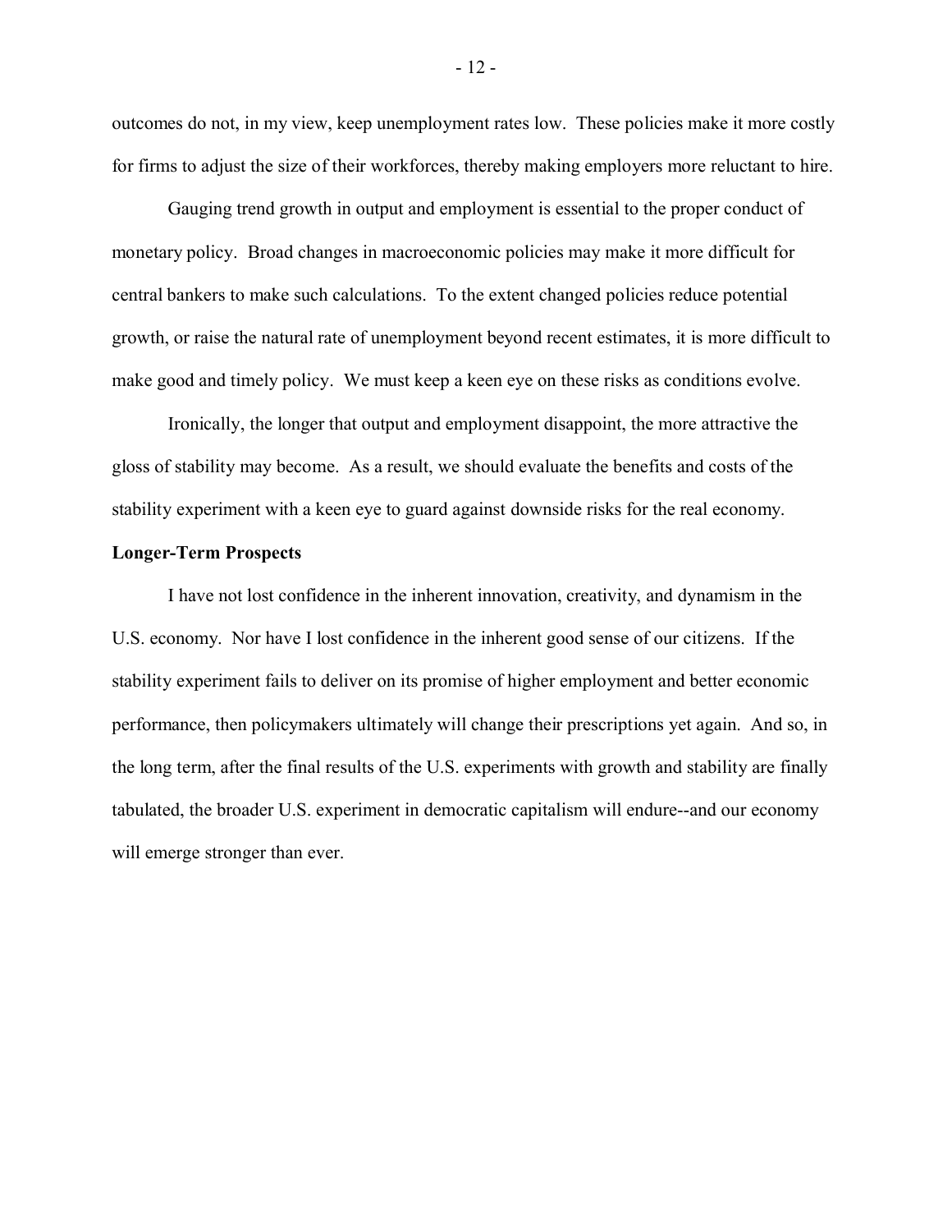outcomes do not, in my view, keep unemployment rates low. These policies make it more costly for firms to adjust the size of their workforces, thereby making employers more reluctant to hire.

Gauging trend growth in output and employment is essential to the proper conduct of monetary policy. Broad changes in macroeconomic policies may make it more difficult for central bankers to make such calculations. To the extent changed policies reduce potential growth, or raise the natural rate of unemployment beyond recent estimates, it is more difficult to make good and timely policy. We must keep a keen eye on these risks as conditions evolve.

Ironically, the longer that output and employment disappoint, the more attractive the gloss of stability may become. As a result, we should evaluate the benefits and costs of the stability experiment with a keen eye to guard against downside risks for the real economy.

**Longer-Term Prospects**

I have not lost confidence in the inherent innovation, creativity, and dynamism in the U.S. economy. Nor have I lost confidence in the inherent good sense of our citizens. If the stability experiment fails to deliver on its promise of higher employment and better economic performance, then policymakers ultimately will change their prescriptions yet again. And so, in the long term, after the final results of the U.S. experiments with growth and stability are finally tabulated, the broader U.S. experiment in democratic capitalism will endure--and our economy will emerge stronger than ever.